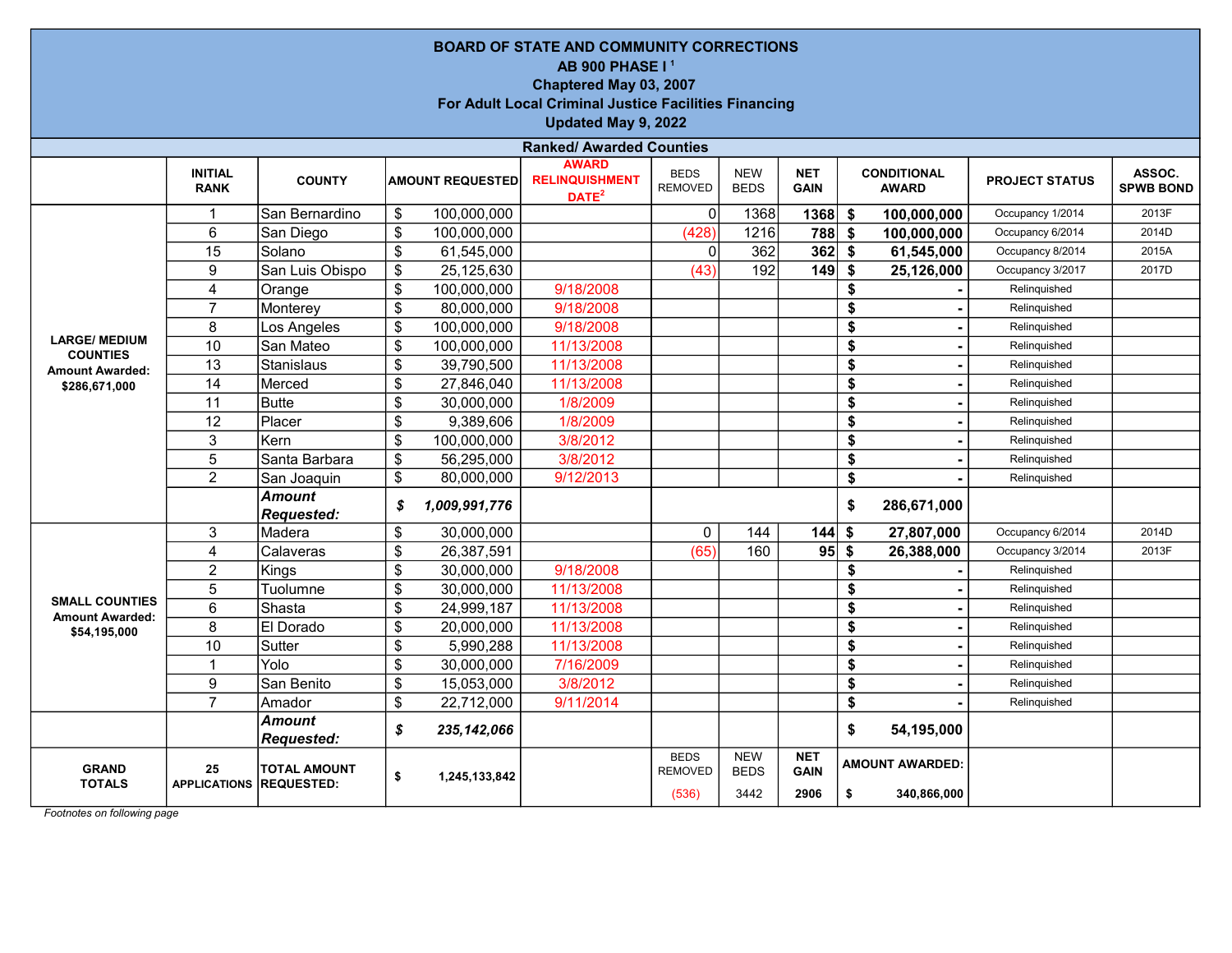# BOARD OF STATE AND COMMUNITY CORRECTIONS

**AB 900 PHASE I [1]**

**Chaptered May 03, 2007**

**For Adult Local Criminal Justice Facilities Financing**

**Updated May 9, 2022**

**Ranked/ Awarded Counties**

| | INITIAL RANK | COUNTY | AMOUNT REQUESTED | AWARD RELINQUISHMENT DATE[2] | BEDS REMOVED | NEW BEDS | NET GAIN | CONDITIONAL AWARD | PROJECT STATUS | ASSOC. SPWB BOND |
|---|---|---|---|---|---|---|---|---|---|---|
| **LARGE/ MEDIUM COUNTIES Amount Awarded: $286,671,000** | 1 | San Bernardino | $ 100,000,000 | | 0 | 1368 | **1368** | **$ 100,000,000** | Occupancy 1/2014 | 2013F |
| | 6 | San Diego | $ 100,000,000 | | (428) | 1216 | **788** | **$ 100,000,000** | Occupancy 6/2014 | 2014D |
| | 15 | Solano | $ 61,545,000 | | 0 | 362 | **362** | **$ 61,545,000** | Occupancy 8/2014 | 2015A |
| | 9 | San Luis Obispo | $ 25,125,630 | | (43) | 192 | **149** | **$ 25,126,000** | Occupancy 3/2017 | 2017D |
| | 4 | Orange | $ 100,000,000 | 9/18/2008 | | | | **$ -** | Relinquished | |
| | 7 | Monterey | $ 80,000,000 | 9/18/2008 | | | | **$ -** | Relinquished | |
| | 8 | Los Angeles | $ 100,000,000 | 9/18/2008 | | | | **$ -** | Relinquished | |
| | 10 | San Mateo | $ 100,000,000 | 11/13/2008 | | | | **$ -** | Relinquished | |
| | 13 | Stanislaus | $ 39,790,500 | 11/13/2008 | | | | **$ -** | Relinquished | |
| | 14 | Merced | $ 27,846,040 | 11/13/2008 | | | | **$ -** | Relinquished | |
| | 11 | Butte | $ 30,000,000 | 1/8/2009 | | | | **$ -** | Relinquished | |
| | 12 | Placer | $ 9,389,606 | 1/8/2009 | | | | **$ -** | Relinquished | |
| | 3 | Kern | $ 100,000,000 | 3/8/2012 | | | | **$ -** | Relinquished | |
| | 5 | Santa Barbara | $ 56,295,000 | 3/8/2012 | | | | **$ -** | Relinquished | |
| | 2 | San Joaquin | $ 80,000,000 | 9/12/2013 | | | | **$ -** | Relinquished | |
| | | ***Amount Requested:*** | ***$ 1,009,991,776*** | | | | | **$ 286,671,000** | | |
| **SMALL COUNTIES Amount Awarded: $54,195,000** | 3 | Madera | $ 30,000,000 | | 0 | 144 | **144** | **$ 27,807,000** | Occupancy 6/2014 | 2014D |
| | 4 | Calaveras | $ 26,387,591 | | (65) | 160 | **95** | **$ 26,388,000** | Occupancy 3/2014 | 2013F |
| | 2 | Kings | $ 30,000,000 | 9/18/2008 | | | | **$ -** | Relinquished | |
| | 5 | Tuolumne | $ 30,000,000 | 11/13/2008 | | | | **$ -** | Relinquished | |
| | 6 | Shasta | $ 24,999,187 | 11/13/2008 | | | | **$ -** | Relinquished | |
| | 8 | El Dorado | $ 20,000,000 | 11/13/2008 | | | | **$ -** | Relinquished | |
| | 10 | Sutter | $ 5,990,288 | 11/13/2008 | | | | **$ -** | Relinquished | |
| | 1 | Yolo | $ 30,000,000 | 7/16/2009 | | | | **$ -** | Relinquished | |
| | 9 | San Benito | $ 15,053,000 | 3/8/2012 | | | | **$ -** | Relinquished | |
| | 7 | Amador | $ 22,712,000 | 9/11/2014 | | | | **$ -** | Relinquished | |
| | | ***Amount Requested:*** | ***$ 235,142,066*** | | | | | **$ 54,195,000** | | |
| **GRAND TOTALS** | **25 APPLICATIONS** | **TOTAL AMOUNT REQUESTED:** | **$ 1,245,133,842** | | BEDS REMOVED (536) | NEW BEDS 3442 | **NET GAIN 2906** | **AMOUNT AWARDED: $ 340,866,000** | | |

*Footnotes on following page*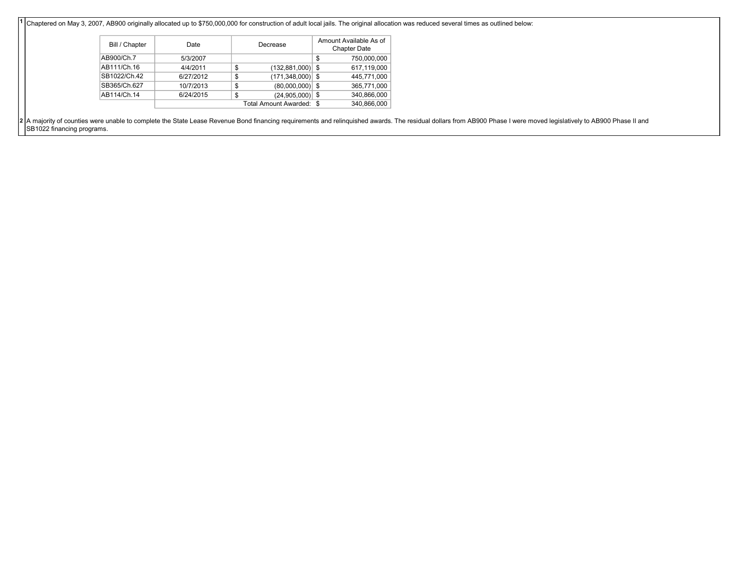[1] Chaptered on May 3, 2007, AB900 originally allocated up to $750,000,000 for construction of adult local jails. The original allocation was reduced several times as outlined below:

| Bill / Chapter | Date | Decrease | Amount Available As of Chapter Date |
| --- | --- | --- | --- |
| AB900/Ch.7 | 5/3/2007 | | $ 750,000,000 |
| AB111/Ch.16 | 4/4/2011 | $ (132,881,000) | $ 617,119,000 |
| SB1022/Ch.42 | 6/27/2012 | $ (171,348,000) | $ 445,771,000 |
| SB365/Ch.627 | 10/7/2013 | $ (80,000,000) | $ 365,771,000 |
| AB114/Ch.14 | 6/24/2015 | $ (24,905,000) | $ 340,866,000 |
| | | Total Amount Awarded: | $ 340,866,000 |

[2] A majority of counties were unable to complete the State Lease Revenue Bond financing requirements and relinquished awards. The residual dollars from AB900 Phase I were moved legislatively to AB900 Phase II and SB1022 financing programs.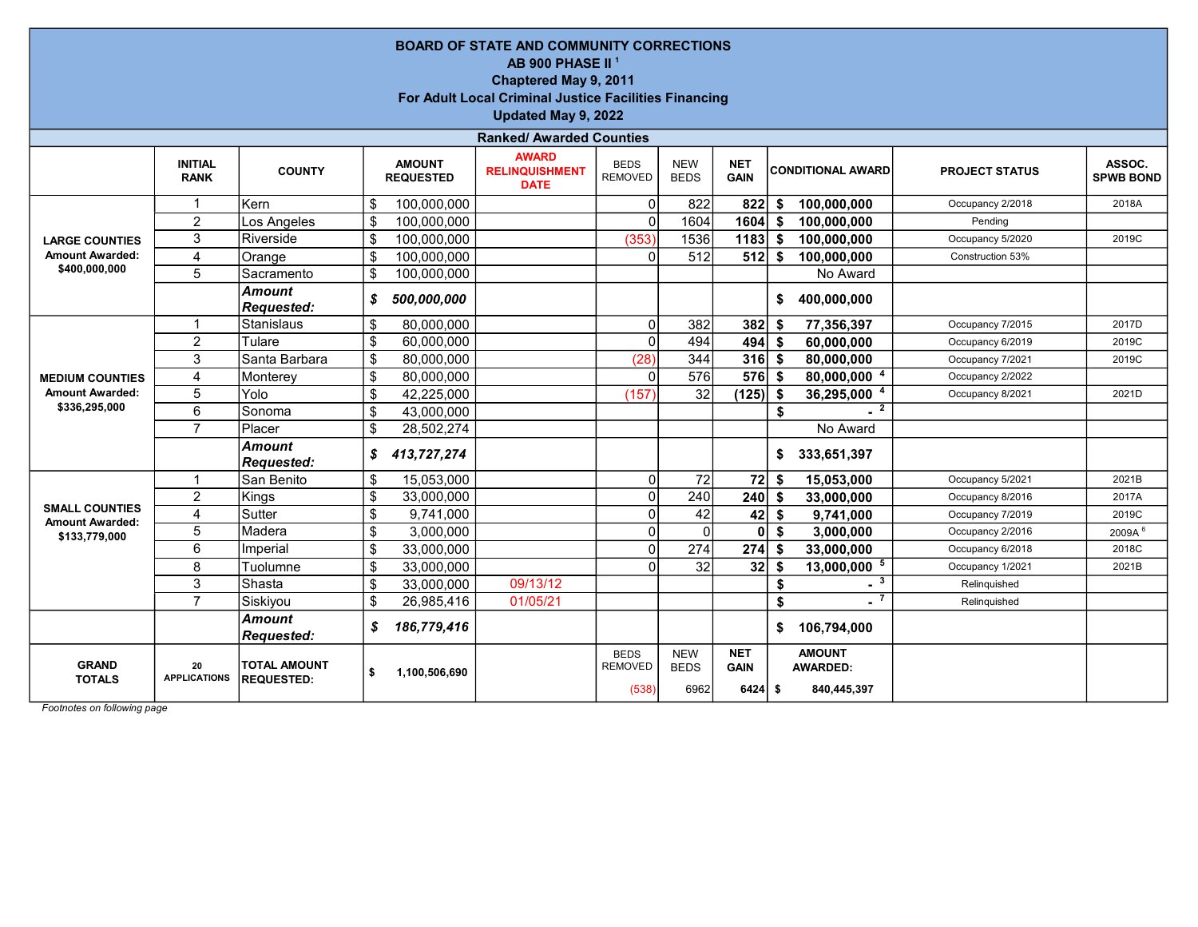**BOARD OF STATE AND COMMUNITY CORRECTIONS**
**AB 900 PHASE II [1]**
**Chaptered May 9, 2011**
**For Adult Local Criminal Justice Facilities Financing**
**Updated May 9, 2022**

**Ranked/ Awarded Counties**

| | INITIAL RANK | COUNTY | AMOUNT REQUESTED | AWARD RELINQUISHMENT DATE | BEDS REMOVED | NEW BEDS | NET GAIN | CONDITIONAL AWARD | PROJECT STATUS | ASSOC. SPWB BOND |
|---|---|---|---|---|---|---|---|---|---|---|
| **LARGE COUNTIES Amount Awarded: $400,000,000** | 1 | Kern | $ 100,000,000 | | 0 | 822 | **822** | **$ 100,000,000** | Occupancy 2/2018 | 2018A |
| | 2 | Los Angeles | $ 100,000,000 | | 0 | 1604 | **1604** | **$ 100,000,000** | Pending | |
| | 3 | Riverside | $ 100,000,000 | | (353) | 1536 | **1183** | **$ 100,000,000** | Occupancy 5/2020 | 2019C |
| | 4 | Orange | $ 100,000,000 | | 0 | 512 | **512** | **$ 100,000,000** | Construction 53% | |
| | 5 | Sacramento | $ 100,000,000 | | | | | No Award | | |
| | | ***Amount Requested:*** | ***$ 500,000,000*** | | | | | **$ 400,000,000** | | |
| **MEDIUM COUNTIES Amount Awarded: $336,295,000** | 1 | Stanislaus | $ 80,000,000 | | 0 | 382 | **382** | **$ 77,356,397** | Occupancy 7/2015 | 2017D |
| | 2 | Tulare | $ 60,000,000 | | 0 | 494 | **494** | **$ 60,000,000** | Occupancy 6/2019 | 2019C |
| | 3 | Santa Barbara | $ 80,000,000 | | (28) | 344 | **316** | **$ 80,000,000** | Occupancy 7/2021 | 2019C |
| | 4 | Monterey | $ 80,000,000 | | 0 | 576 | **576** | **$ 80,000,000** [4] | Occupancy 2/2022 | |
| | 5 | Yolo | $ 42,225,000 | | (157) | 32 | **(125)** | **$ 36,295,000** [4] | Occupancy 8/2021 | 2021D |
| | 6 | Sonoma | $ 43,000,000 | | | | | **$ -** [2] | | |
| | 7 | Placer | $ 28,502,274 | | | | | No Award | | |
| | | ***Amount Requested:*** | ***$ 413,727,274*** | | | | | **$ 333,651,397** | | |
| **SMALL COUNTIES Amount Awarded: $133,779,000** | 1 | San Benito | $ 15,053,000 | | 0 | 72 | **72** | **$ 15,053,000** | Occupancy 5/2021 | 2021B |
| | 2 | Kings | $ 33,000,000 | | 0 | 240 | **240** | **$ 33,000,000** | Occupancy 8/2016 | 2017A |
| | 4 | Sutter | $ 9,741,000 | | 0 | 42 | **42** | **$ 9,741,000** | Occupancy 7/2019 | 2019C |
| | 5 | Madera | $ 3,000,000 | | 0 | 0 | **0** | **$ 3,000,000** | Occupancy 2/2016 | 2009A [6] |
| | 6 | Imperial | $ 33,000,000 | | 0 | 274 | **274** | **$ 33,000,000** | Occupancy 6/2018 | 2018C |
| | 8 | Tuolumne | $ 33,000,000 | | 0 | 32 | **32** | **$ 13,000,000** [5] | Occupancy 1/2021 | 2021B |
| | 3 | Shasta | $ 33,000,000 | 09/13/12 | | | | **$ -** [3] | Relinquished | |
| | 7 | Siskiyou | $ 26,985,416 | 01/05/21 | | | | **$ -** [7] | Relinquished | |
| | | ***Amount Requested:*** | ***$ 186,779,416*** | | | | | **$ 106,794,000** | | |
| **GRAND TOTALS** | **20 APPLICATIONS** | **TOTAL AMOUNT REQUESTED:** | **$ 1,100,506,690** | | BEDS REMOVED (538) | NEW BEDS 6962 | **NET GAIN 6424** | **AMOUNT AWARDED: $ 840,445,397** | | |

*Footnotes on following page*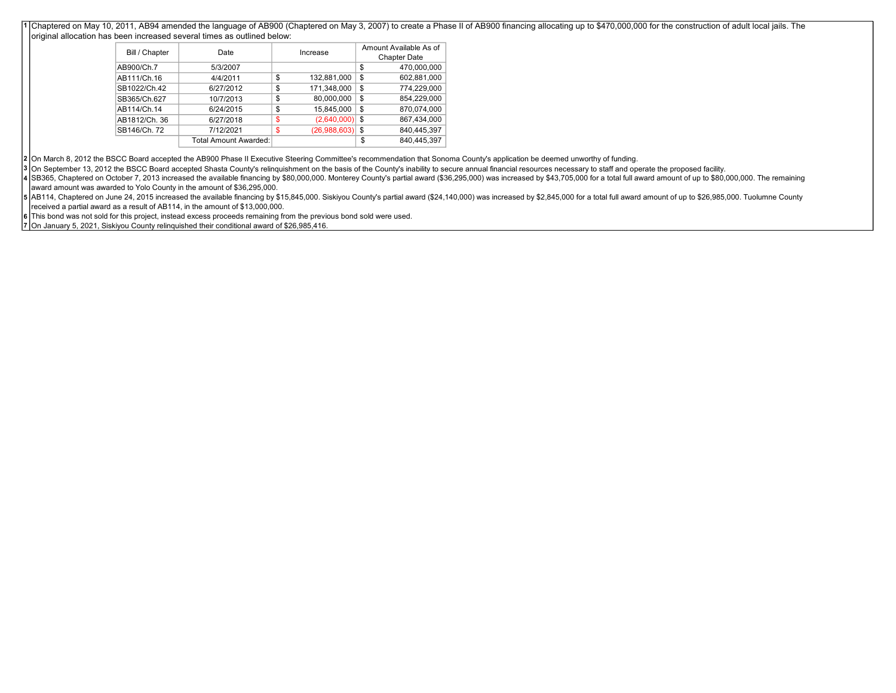1 Chaptered on May 10, 2011, AB94 amended the language of AB900 (Chaptered on May 3, 2007) to create a Phase II of AB900 financing allocating up to $470,000,000 for the construction of adult local jails. The original allocation has been increased several times as outlined below:

| Bill / Chapter | Date | Increase | Amount Available As of Chapter Date |
|---|---|---|---|
| AB900/Ch.7 | 5/3/2007 | | $ 470,000,000 |
| AB111/Ch.16 | 4/4/2011 | $ 132,881,000 | $ 602,881,000 |
| SB1022/Ch.42 | 6/27/2012 | $ 171,348,000 | $ 774,229,000 |
| SB365/Ch.627 | 10/7/2013 | $ 80,000,000 | $ 854,229,000 |
| AB114/Ch.14 | 6/24/2015 | $ 15,845,000 | $ 870,074,000 |
| AB1812/Ch. 36 | 6/27/2018 | $ (2,640,000) | $ 867,434,000 |
| SB146/Ch. 72 | 7/12/2021 | $ (26,988,603) | $ 840,445,397 |
| | Total Amount Awarded: | | $ 840,445,397 |

2 On March 8, 2012 the BSCC Board accepted the AB900 Phase II Executive Steering Committee's recommendation that Sonoma County's application be deemed unworthy of funding.

3 On September 13, 2012 the BSCC Board accepted Shasta County's relinquishment on the basis of the County's inability to secure annual financial resources necessary to staff and operate the proposed facility.

4 SB365, Chaptered on October 7, 2013 increased the available financing by $80,000,000. Monterey County's partial award ($36,295,000) was increased by $43,705,000 for a total full award amount of up to $80,000,000. The remaining award amount was awarded to Yolo County in the amount of $36,295,000.

5 AB114, Chaptered on June 24, 2015 increased the available financing by $15,845,000. Siskiyou County's partial award ($24,140,000) was increased by $2,845,000 for a total full award amount of up to $26,985,000. Tuolumne County received a partial award as a result of AB114, in the amount of $13,000,000.

6 This bond was not sold for this project, instead excess proceeds remaining from the previous bond sold were used.

7 On January 5, 2021, Siskiyou County relinquished their conditional award of $26,985,416.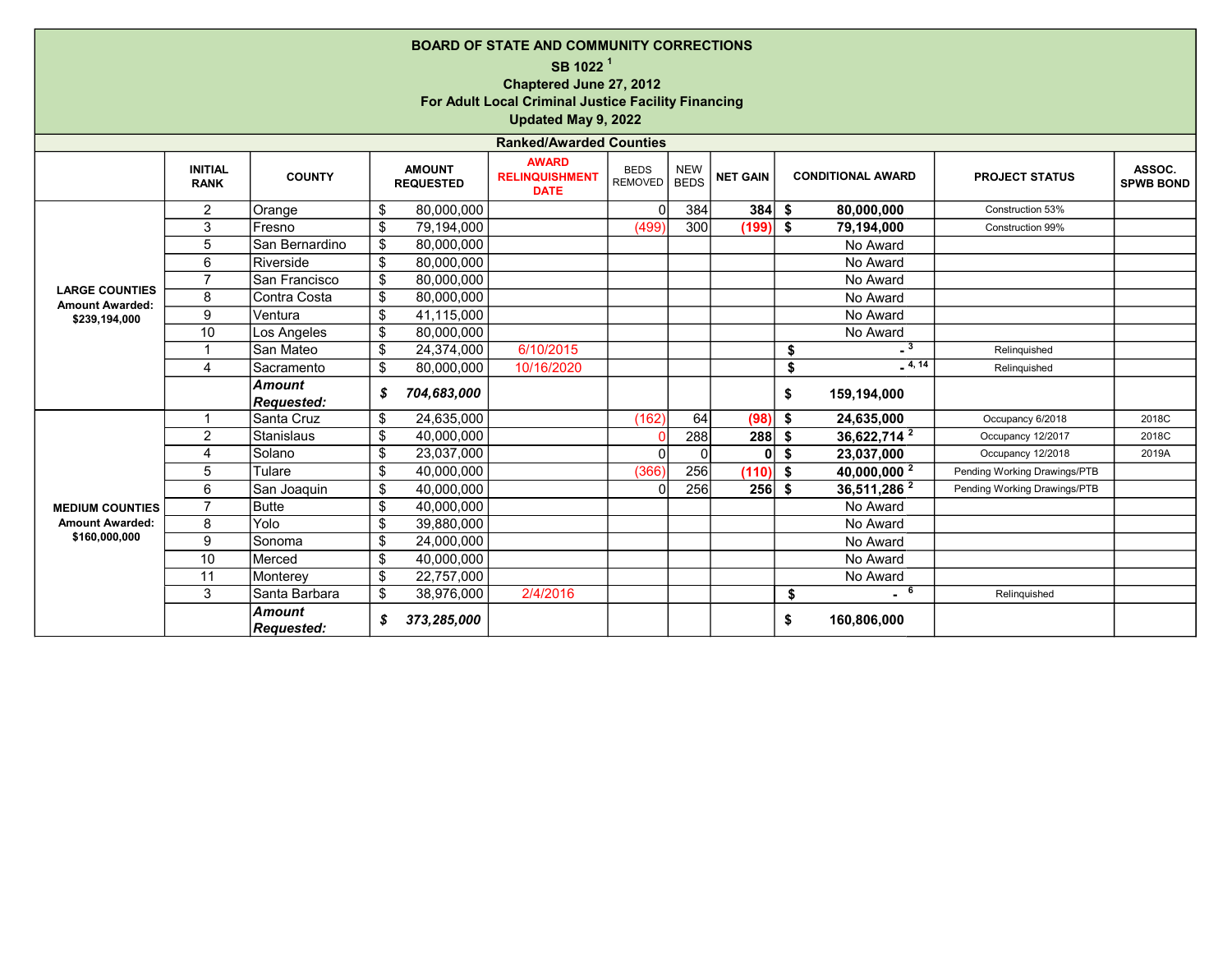**BOARD OF STATE AND COMMUNITY CORRECTIONS**

**SB 1022 [1]**

**Chaptered June 27, 2012**

**For Adult Local Criminal Justice Facility Financing**

**Updated May 9, 2022**

**Ranked/Awarded Counties**

| | INITIAL RANK | COUNTY | AMOUNT REQUESTED | AWARD RELINQUISHMENT DATE | BEDS REMOVED | NEW BEDS | NET GAIN | CONDITIONAL AWARD | PROJECT STATUS | ASSOC. SPWB BOND |
|---|---|---|---|---|---|---|---|---|---|---|
| **LARGE COUNTIES Amount Awarded: $239,194,000** | 2 | Orange | $ 80,000,000 | | 0 | 384 | **384** | **$ 80,000,000** | Construction 53% | |
| | 3 | Fresno | $ 79,194,000 | | (499) | 300 | **(199)** | **$ 79,194,000** | Construction 99% | |
| | 5 | San Bernardino | $ 80,000,000 | | | | | No Award | | |
| | 6 | Riverside | $ 80,000,000 | | | | | No Award | | |
| | 7 | San Francisco | $ 80,000,000 | | | | | No Award | | |
| | 8 | Contra Costa | $ 80,000,000 | | | | | No Award | | |
| | 9 | Ventura | $ 41,115,000 | | | | | No Award | | |
| | 10 | Los Angeles | $ 80,000,000 | | | | | No Award | | |
| | 1 | San Mateo | $ 24,374,000 | 6/10/2015 | | | | $ - [3] | Relinquished | |
| | 4 | Sacramento | $ 80,000,000 | 10/16/2020 | | | | $ - [4, 14] | Relinquished | |
| | | ***Amount Requested:*** | ***$ 704,683,000*** | | | | | **$ 159,194,000** | | |
| **MEDIUM COUNTIES Amount Awarded: $160,000,000** | 1 | Santa Cruz | $ 24,635,000 | | (162) | 64 | **(98)** | **$ 24,635,000** | Occupancy 6/2018 | 2018C |
| | 2 | Stanislaus | $ 40,000,000 | | 0 | 288 | **288** | **$ 36,622,714 [2]** | Occupancy 12/2017 | 2018C |
| | 4 | Solano | $ 23,037,000 | | 0 | 0 | **0** | **$ 23,037,000** | Occupancy 12/2018 | 2019A |
| | 5 | Tulare | $ 40,000,000 | | (366) | 256 | **(110)** | **$ 40,000,000 [2]** | Pending Working Drawings/PTB | |
| | 6 | San Joaquin | $ 40,000,000 | | 0 | 256 | **256** | **$ 36,511,286 [2]** | Pending Working Drawings/PTB | |
| | 7 | Butte | $ 40,000,000 | | | | | No Award | | |
| | 8 | Yolo | $ 39,880,000 | | | | | No Award | | |
| | 9 | Sonoma | $ 24,000,000 | | | | | No Award | | |
| | 10 | Merced | $ 40,000,000 | | | | | No Award | | |
| | 11 | Monterey | $ 22,757,000 | | | | | No Award | | |
| | 3 | Santa Barbara | $ 38,976,000 | 2/4/2016 | | | | $ - [6] | Relinquished | |
| | | ***Amount Requested:*** | ***$ 373,285,000*** | | | | | **$ 160,806,000** | | |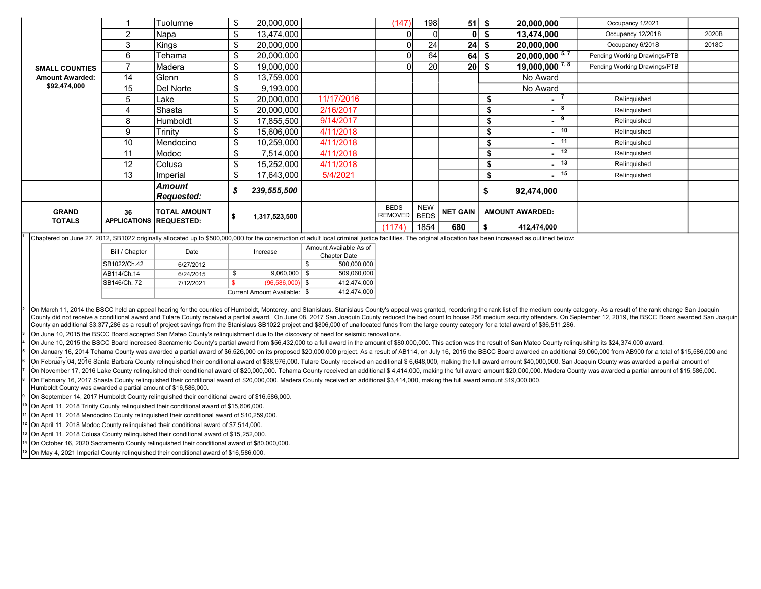| | Rank | County | Amount Requested | Date | Beds Removed | New Beds | Net Gain | Amount Awarded | Status | |
|---|---|---|---|---|---|---|---|---|---|---|
| **SMALL COUNTIES Amount Awarded: $92,474,000** | 1 | Tuolumne | $ 20,000,000 | | (147) | 198 | 51 | **$ 20,000,000** | Occupancy 1/2021 | |
| | 2 | Napa | $ 13,474,000 | | 0 | 0 | 0 | **$ 13,474,000** | Occupancy 12/2018 | 2020B |
| | 3 | Kings | $ 20,000,000 | | 0 | 24 | 24 | **$ 20,000,000** | Occupancy 6/2018 | 2018C |
| | 6 | Tehama | $ 20,000,000 | | 0 | 64 | 64 | **$ 20,000,000** [5, 7] | Pending Working Drawings/PTB | |
| | 7 | Madera | $ 19,000,000 | | 0 | 20 | 20 | **$ 19,000,000** [7, 8] | Pending Working Drawings/PTB | |
| | 14 | Glenn | $ 13,759,000 | | | | | No Award | | |
| | 15 | Del Norte | $ 9,193,000 | | | | | No Award | | |
| | 5 | Lake | $ 20,000,000 | 11/17/2016 | | | | $ - [7] | Relinquished | |
| | 4 | Shasta | $ 20,000,000 | 2/16/2017 | | | | $ - [8] | Relinquished | |
| | 8 | Humboldt | $ 17,855,500 | 9/14/2017 | | | | $ - [9] | Relinquished | |
| | 9 | Trinity | $ 15,606,000 | 4/11/2018 | | | | $ - [10] | Relinquished | |
| | 10 | Mendocino | $ 10,259,000 | 4/11/2018 | | | | $ - [11] | Relinquished | |
| | 11 | Modoc | $ 7,514,000 | 4/11/2018 | | | | $ - [12] | Relinquished | |
| | 12 | Colusa | $ 15,252,000 | 4/11/2018 | | | | $ - [13] | Relinquished | |
| | 13 | Imperial | $ 17,643,000 | 5/4/2021 | | | | $ - [15] | Relinquished | |
| | | ***Amount Requested:*** | ***$ 239,555,500*** | | | | | **$ 92,474,000** | | |
| **GRAND TOTALS** | **36 APPLICATIONS** | **TOTAL AMOUNT REQUESTED:** | **$ 1,317,523,500** | | BEDS REMOVED (1174) | NEW BEDS 1854 | **NET GAIN 680** | **AMOUNT AWARDED: $ 412,474,000** | | |

[1] Chaptered on June 27, 2012, SB1022 originally allocated up to $500,000,000 for the construction of adult local criminal justice facilities. The original allocation has been increased as outlined below:

| Bill / Chapter | Date | Increase | Amount Available As of Chapter Date |
|---|---|---|---|
| SB1022/Ch.42 | 6/27/2012 | | $ 500,000,000 |
| AB114/Ch.14 | 6/24/2015 | $ 9,060,000 | $ 509,060,000 |
| SB146/Ch. 72 | 7/12/2021 | $ (96,586,000) | $ 412,474,000 |
| | | Current Amount Available: | $ 412,474,000 |

[2] On March 11, 2014 the BSCC held an appeal hearing for the counties of Humboldt, Monterey, and Stanislaus. Stanislaus County's appeal was granted, reordering the rank list of the medium county category. As a result of the rank change San Joaquin County did not receive a conditional award and Tulare County received a partial award. On June 08, 2017 San Joaquin County reduced the bed count to house 256 medium security offenders. On September 12, 2019, the BSCC Board awarded San Joaquin County an additional $3,377,286 as a result of project savings from the Stanislaus SB1022 project and $806,000 of unallocated funds from the large county category for a total award of $36,511,286.

[3] On June 10, 2015 the BSCC Board accepted San Mateo County's relinquishment due to the discovery of need for seismic renovations.

[4] On June 10, 2015 the BSCC Board increased Sacramento County's partial award from $56,432,000 to a full award in the amount of $80,000,000. This action was the result of San Mateo County relinquishing its $24,374,000 award.

[5] On January 16, 2014 Tehama County was awarded a partial award of $6,526,000 on its proposed $20,000,000 project. As a result of AB114, on July 16, 2015 the BSCC Board awarded an additional $9,060,000 from AB900 for a total of $15,586,000 and

[6] On February 04, 2016 Santa Barbara County relinquished their conditional award of $38,976,000. Tulare County received an additional $ 6,648,000, making the full award amount $40,000,000. San Joaquin County was awarded a partial amount of

[7] On November 17, 2016 Lake County relinquished their conditional award of $20,000,000. Tehama County received an additional $ 4,414,000, making the full award amount $20,000,000. Madera County was awarded a partial amount of $15,586,000.

[8] On February 16, 2017 Shasta County relinquished their conditional award of $20,000,000. Madera County received an additional $3,414,000, making the full award amount $19,000,000. Humboldt County was awarded a partial amount of $16,586,000.

[9] On September 14, 2017 Humboldt County relinquished their conditional award of $16,586,000.

[10] On April 11, 2018 Trinity County relinquished their conditional award of $15,606,000.

[11] On April 11, 2018 Mendocino County relinquished their conditional award of $10,259,000.

[12] On April 11, 2018 Modoc County relinquished their conditional award of $7,514,000.

[13] On April 11, 2018 Colusa County relinquished their conditional award of $15,252,000.

[14] On October 16, 2020 Sacramento County relinquished their conditional award of $80,000,000.

[15] On May 4, 2021 Imperial County relinquished their conditional award of $16,586,000.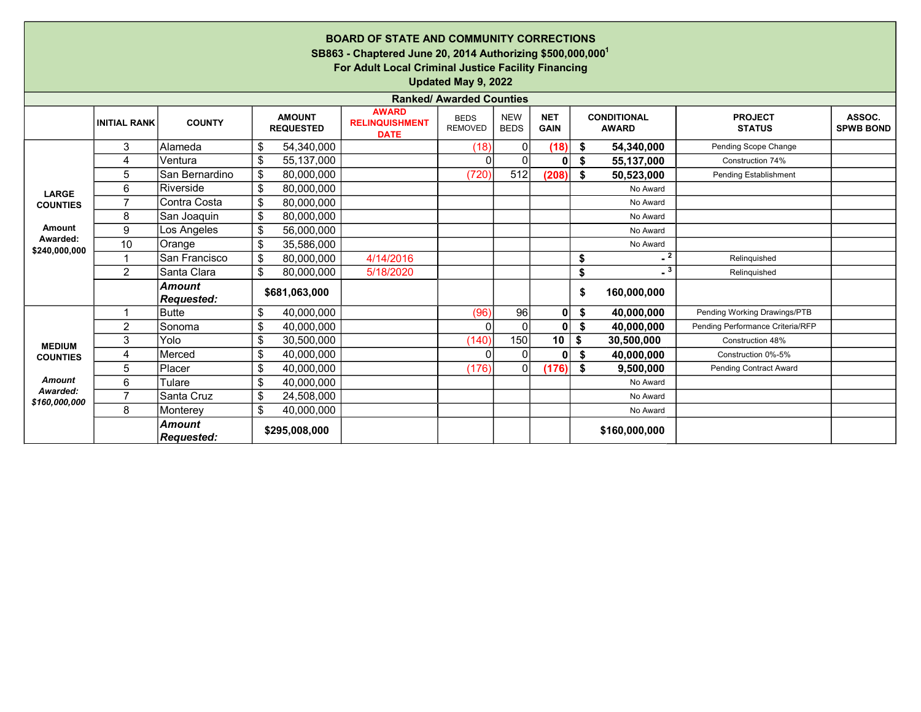# BOARD OF STATE AND COMMUNITY CORRECTIONS

**SB863 - Chaptered June 20, 2014 Authorizing $500,000,000[1]**

**For Adult Local Criminal Justice Facility Financing**

**Updated May 9, 2022**

**Ranked/ Awarded Counties**

| | INITIAL RANK | COUNTY | AMOUNT REQUESTED | AWARD RELINQUISHMENT DATE | BEDS REMOVED | NEW BEDS | NET GAIN | CONDITIONAL AWARD | PROJECT STATUS | ASSOC. SPWB BOND |
|---|---|---|---|---|---|---|---|---|---|---|
| **LARGE COUNTIES** **Amount Awarded: $240,000,000** | 3 | Alameda | $ 54,340,000 | | (18) | 0 | **(18)** | **$ 54,340,000** | Pending Scope Change | |
| | 4 | Ventura | $ 55,137,000 | | 0 | 0 | **0** | **$ 55,137,000** | Construction 74% | |
| | 5 | San Bernardino | $ 80,000,000 | | (720) | 512 | **(208)** | **$ 50,523,000** | Pending Establishment | |
| | 6 | Riverside | $ 80,000,000 | | | | | No Award | | |
| | 7 | Contra Costa | $ 80,000,000 | | | | | No Award | | |
| | 8 | San Joaquin | $ 80,000,000 | | | | | No Award | | |
| | 9 | Los Angeles | $ 56,000,000 | | | | | No Award | | |
| | 10 | Orange | $ 35,586,000 | | | | | No Award | | |
| | 1 | San Francisco | $ 80,000,000 | 4/14/2016 | | | | **$ -** [2] | Relinquished | |
| | 2 | Santa Clara | $ 80,000,000 | 5/18/2020 | | | | **$ -** [3] | Relinquished | |
| | | ***Amount Requested:*** | **$681,063,000** | | | | | **$ 160,000,000** | | |
| **MEDIUM COUNTIES** ***Amount Awarded: $160,000,000*** | 1 | Butte | $ 40,000,000 | | (96) | 96 | **0** | **$ 40,000,000** | Pending Working Drawings/PTB | |
| | 2 | Sonoma | $ 40,000,000 | | 0 | 0 | **0** | **$ 40,000,000** | Pending Performance Criteria/RFP | |
| | 3 | Yolo | $ 30,500,000 | | (140) | 150 | **10** | **$ 30,500,000** | Construction 48% | |
| | 4 | Merced | $ 40,000,000 | | 0 | 0 | **0** | **$ 40,000,000** | Construction 0%-5% | |
| | 5 | Placer | $ 40,000,000 | | (176) | 0 | **(176)** | **$ 9,500,000** | Pending Contract Award | |
| | 6 | Tulare | $ 40,000,000 | | | | | No Award | | |
| | 7 | Santa Cruz | $ 24,508,000 | | | | | No Award | | |
| | 8 | Monterey | $ 40,000,000 | | | | | No Award | | |
| | | ***Amount Requested:*** | **$295,008,000** | | | | | **$160,000,000** | | |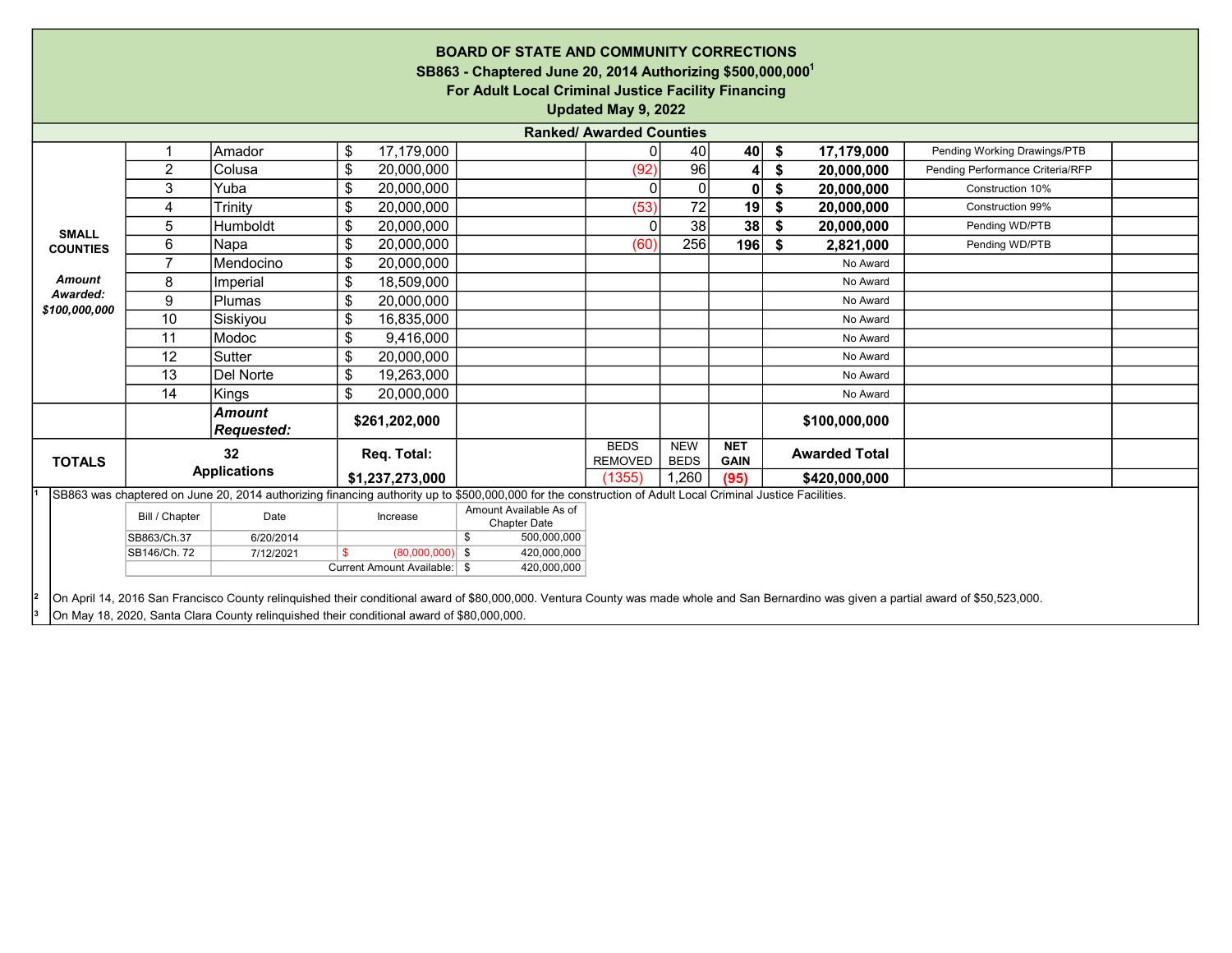**BOARD OF STATE AND COMMUNITY CORRECTIONS**
**SB863 - Chaptered June 20, 2014 Authorizing $500,000,000[1]**
**For Adult Local Criminal Justice Facility Financing**
**Updated May 9, 2022**

**Ranked/ Awarded Counties**

| | Rank | County | Amount Requested | | Beds Removed | New Beds | Net Gain | Amount Awarded | Status | |
|---|---|---|---|---|---|---|---|---|---|---|
| SMALL COUNTIES *Amount Awarded: $100,000,000* | 1 | Amador | $ 17,179,000 | | 0 | 40 | **40** | **$ 17,179,000** | Pending Working Drawings/PTB | |
| | 2 | Colusa | $ 20,000,000 | | (92) | 96 | **4** | **$ 20,000,000** | Pending Performance Criteria/RFP | |
| | 3 | Yuba | $ 20,000,000 | | 0 | 0 | **0** | **$ 20,000,000** | Construction 10% | |
| | 4 | Trinity | $ 20,000,000 | | (53) | 72 | **19** | **$ 20,000,000** | Construction 99% | |
| | 5 | Humboldt | $ 20,000,000 | | 0 | 38 | **38** | **$ 20,000,000** | Pending WD/PTB | |
| | 6 | Napa | $ 20,000,000 | | (60) | 256 | **196** | **$ 2,821,000** | Pending WD/PTB | |
| | 7 | Mendocino | $ 20,000,000 | | | | | No Award | | |
| | 8 | Imperial | $ 18,509,000 | | | | | No Award | | |
| | 9 | Plumas | $ 20,000,000 | | | | | No Award | | |
| | 10 | Siskiyou | $ 16,835,000 | | | | | No Award | | |
| | 11 | Modoc | $ 9,416,000 | | | | | No Award | | |
| | 12 | Sutter | $ 20,000,000 | | | | | No Award | | |
| | 13 | Del Norte | $ 19,263,000 | | | | | No Award | | |
| | 14 | Kings | $ 20,000,000 | | | | | No Award | | |
| | | ***Amount Requested:*** | **$261,202,000** | | | | | **$100,000,000** | | |
| **TOTALS** | **32 Applications** | | **Req. Total:** | | BEDS REMOVED | NEW BEDS | **NET GAIN** | **Awarded Total** | | |
| | | | **$1,237,273,000** | | (1355) | 1,260 | **(95)** | **$420,000,000** | | |

[1] SB863 was chaptered on June 20, 2014 authorizing financing authority up to $500,000,000 for the construction of Adult Local Criminal Justice Facilities.

| Bill / Chapter | Date | Increase | Amount Available As of Chapter Date |
|---|---|---|---|
| SB863/Ch.37 | 6/20/2014 | | $ 500,000,000 |
| SB146/Ch. 72 | 7/12/2021 | $ (80,000,000) | $ 420,000,000 |
| | | Current Amount Available: | $ 420,000,000 |

[2] On April 14, 2016 San Francisco County relinquished their conditional award of $80,000,000. Ventura County was made whole and San Bernardino was given a partial award of $50,523,000.

[3] On May 18, 2020, Santa Clara County relinquished their conditional award of $80,000,000.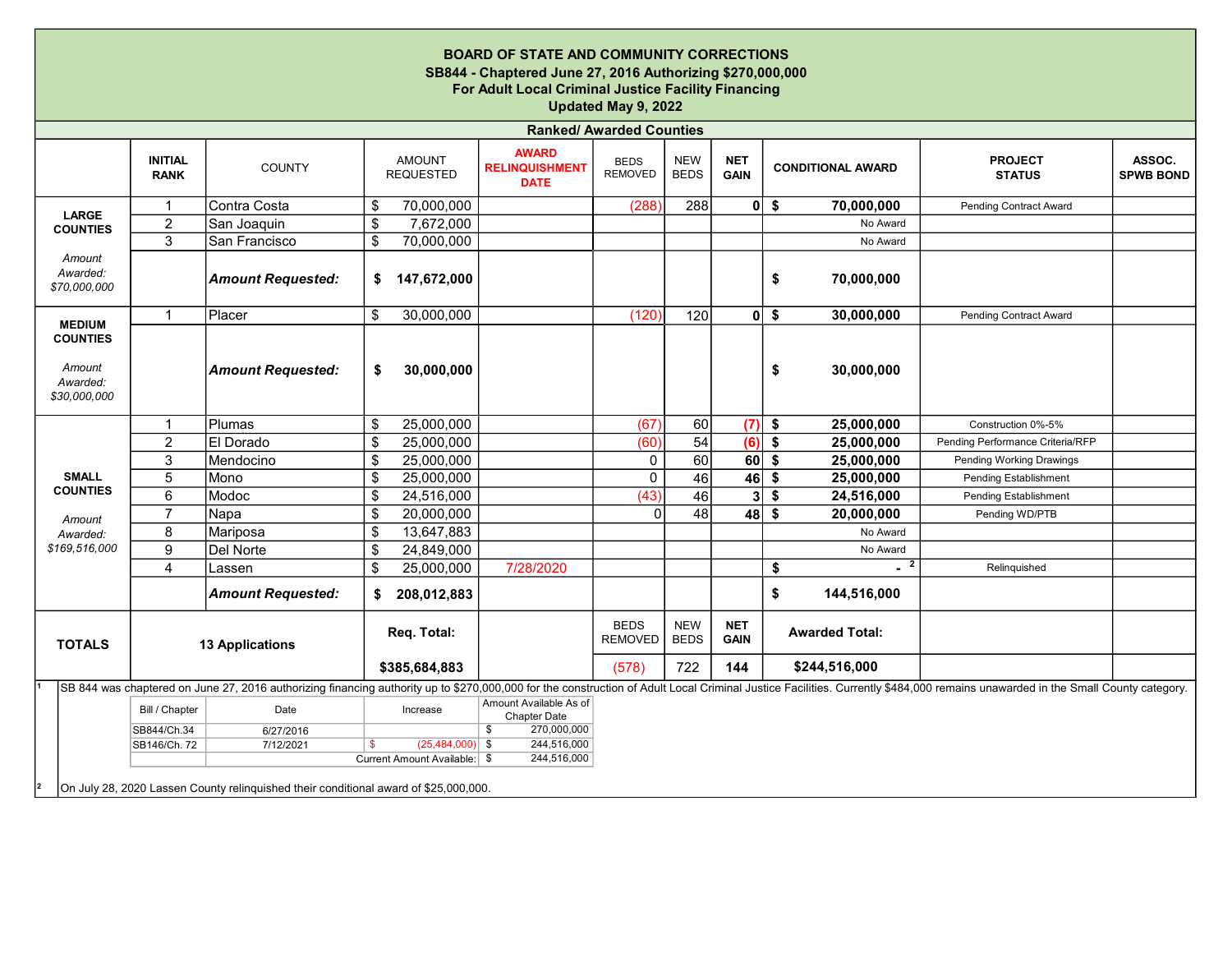**BOARD OF STATE AND COMMUNITY CORRECTIONS**
**SB844 - Chaptered June 27, 2016 Authorizing $270,000,000**
**For Adult Local Criminal Justice Facility Financing**
**Updated May 9, 2022**

**Ranked/ Awarded Counties**

| | INITIAL RANK | COUNTY | AMOUNT REQUESTED | AWARD RELINQUISHMENT DATE | BEDS REMOVED | NEW BEDS | NET GAIN | CONDITIONAL AWARD | PROJECT STATUS | ASSOC. SPWB BOND |
|---|---|---|---|---|---|---|---|---|---|---|
| **LARGE COUNTIES** | 1 | Contra Costa | $ 70,000,000 | | (288) | 288 | 0 | $ 70,000,000 | Pending Contract Award | |
| | 2 | San Joaquin | $ 7,672,000 | | | | | No Award | | |
| | 3 | San Francisco | $ 70,000,000 | | | | | No Award | | |
| *Amount Awarded: $70,000,000* | | ***Amount Requested:*** | **$ 147,672,000** | | | | | **$ 70,000,000** | | |
| **MEDIUM COUNTIES** | 1 | Placer | $ 30,000,000 | | (120) | 120 | 0 | $ 30,000,000 | Pending Contract Award | |
| *Amount Awarded: $30,000,000* | | ***Amount Requested:*** | **$ 30,000,000** | | | | | **$ 30,000,000** | | |
| **SMALL COUNTIES** | 1 | Plumas | $ 25,000,000 | | (67) | 60 | (7) | $ 25,000,000 | Construction 0%-5% | |
| | 2 | El Dorado | $ 25,000,000 | | (60) | 54 | (6) | $ 25,000,000 | Pending Performance Criteria/RFP | |
| | 3 | Mendocino | $ 25,000,000 | | 0 | 60 | 60 | $ 25,000,000 | Pending Working Drawings | |
| | 5 | Mono | $ 25,000,000 | | 0 | 46 | 46 | $ 25,000,000 | Pending Establishment | |
| | 6 | Modoc | $ 24,516,000 | | (43) | 46 | 3 | $ 24,516,000 | Pending Establishment | |
| | 7 | Napa | $ 20,000,000 | | 0 | 48 | 48 | $ 20,000,000 | Pending WD/PTB | |
| | 8 | Mariposa | $ 13,647,883 | | | | | No Award | | |
| | 9 | Del Norte | $ 24,849,000 | | | | | No Award | | |
| | 4 | Lassen | $ 25,000,000 | 7/28/2020 | | | | $ - [2] | Relinquished | |
| *Amount Awarded: $169,516,000* | | ***Amount Requested:*** | **$ 208,012,883** | | | | | **$ 144,516,000** | | |
| **TOTALS** | **13 Applications** | | **Req. Total:** | | BEDS REMOVED | NEW BEDS | **NET GAIN** | **Awarded Total:** | | |
| | | | **$385,684,883** | | (578) | 722 | **144** | **$244,516,000** | | |

[1] SB 844 was chaptered on June 27, 2016 authorizing financing authority up to $270,000,000 for the construction of Adult Local Criminal Justice Facilities. Currently $484,000 remains unawarded in the Small County category.

| Bill / Chapter | Date | Increase | Amount Available As of Chapter Date |
|---|---|---|---|
| SB844/Ch.34 | 6/27/2016 | | $ 270,000,000 |
| SB146/Ch. 72 | 7/12/2021 | $ (25,484,000) | $ 244,516,000 |
| | | Current Amount Available: | $ 244,516,000 |

[2] On July 28, 2020 Lassen County relinquished their conditional award of $25,000,000.